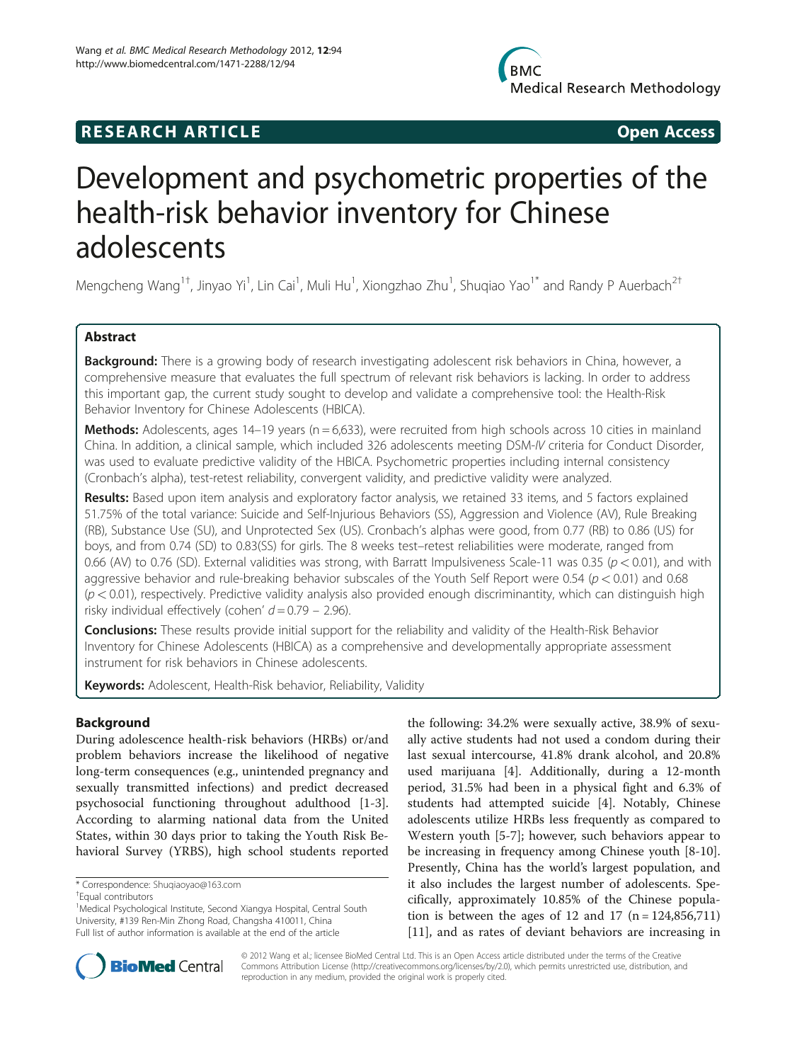**RESEARCH ARTICLE** **Open Access**

# Development and psychometric properties of the health-risk behavior inventory for Chinese adolescents

Mengcheng Wang[1†], Jinyao Yi[1], Lin Cai[1], Muli Hu[1], Xiongzhao Zhu[1], Shuqiao Yao[1*] and Randy P Auerbach[2†]

## Abstract

**Background:** There is a growing body of research investigating adolescent risk behaviors in China, however, a comprehensive measure that evaluates the full spectrum of relevant risk behaviors is lacking. In order to address this important gap, the current study sought to develop and validate a comprehensive tool: the Health-Risk Behavior Inventory for Chinese Adolescents (HBICA).

**Methods:** Adolescents, ages 14–19 years (n = 6,633), were recruited from high schools across 10 cities in mainland China. In addition, a clinical sample, which included 326 adolescents meeting DSM-*IV* criteria for Conduct Disorder, was used to evaluate predictive validity of the HBICA. Psychometric properties including internal consistency (Cronbach's alpha), test-retest reliability, convergent validity, and predictive validity were analyzed.

**Results:** Based upon item analysis and exploratory factor analysis, we retained 33 items, and 5 factors explained 51.75% of the total variance: Suicide and Self-Injurious Behaviors (SS), Aggression and Violence (AV), Rule Breaking (RB), Substance Use (SU), and Unprotected Sex (US). Cronbach's alphas were good, from 0.77 (RB) to 0.86 (US) for boys, and from 0.74 (SD) to 0.83(SS) for girls. The 8 weeks test–retest reliabilities were moderate, ranged from 0.66 (AV) to 0.76 (SD). External validities was strong, with Barratt Impulsiveness Scale-11 was 0.35 ($p < 0.01$), and with aggressive behavior and rule-breaking behavior subscales of the Youth Self Report were 0.54 ($p < 0.01$) and 0.68 ($p < 0.01$), respectively. Predictive validity analysis also provided enough discriminantity, which can distinguish high risky individual effectively (cohen' $d = 0.79 - 2.96$).

**Conclusions:** These results provide initial support for the reliability and validity of the Health-Risk Behavior Inventory for Chinese Adolescents (HBICA) as a comprehensive and developmentally appropriate assessment instrument for risk behaviors in Chinese adolescents.

**Keywords:** Adolescent, Health-Risk behavior, Reliability, Validity

## Background

During adolescence health-risk behaviors (HRBs) or/and problem behaviors increase the likelihood of negative long-term consequences (e.g., unintended pregnancy and sexually transmitted infections) and predict decreased psychosocial functioning throughout adulthood [1-3]. According to alarming national data from the United States, within 30 days prior to taking the Youth Risk Behavioral Survey (YRBS), high school students reported the following: 34.2% were sexually active, 38.9% of sexually active students had not used a condom during their last sexual intercourse, 41.8% drank alcohol, and 20.8% used marijuana [4]. Additionally, during a 12-month period, 31.5% had been in a physical fight and 6.3% of students had attempted suicide [4]. Notably, Chinese adolescents utilize HRBs less frequently as compared to Western youth [5-7]; however, such behaviors appear to be increasing in frequency among Chinese youth [8-10]. Presently, China has the world's largest population, and it also includes the largest number of adolescents. Specifically, approximately 10.85% of the Chinese population is between the ages of 12 and 17 (n = 124,856,711) [11], and as rates of deviant behaviors are increasing in

\* Correspondence: Shuqiaoyao@163.com
†Equal contributors
[1]Medical Psychological Institute, Second Xiangya Hospital, Central South University, #139 Ren-Min Zhong Road, Changsha 410011, China
Full list of author information is available at the end of the article

© 2012 Wang et al.; licensee BioMed Central Ltd. This is an Open Access article distributed under the terms of the Creative Commons Attribution License (http://creativecommons.org/licenses/by/2.0), which permits unrestricted use, distribution, and reproduction in any medium, provided the original work is properly cited.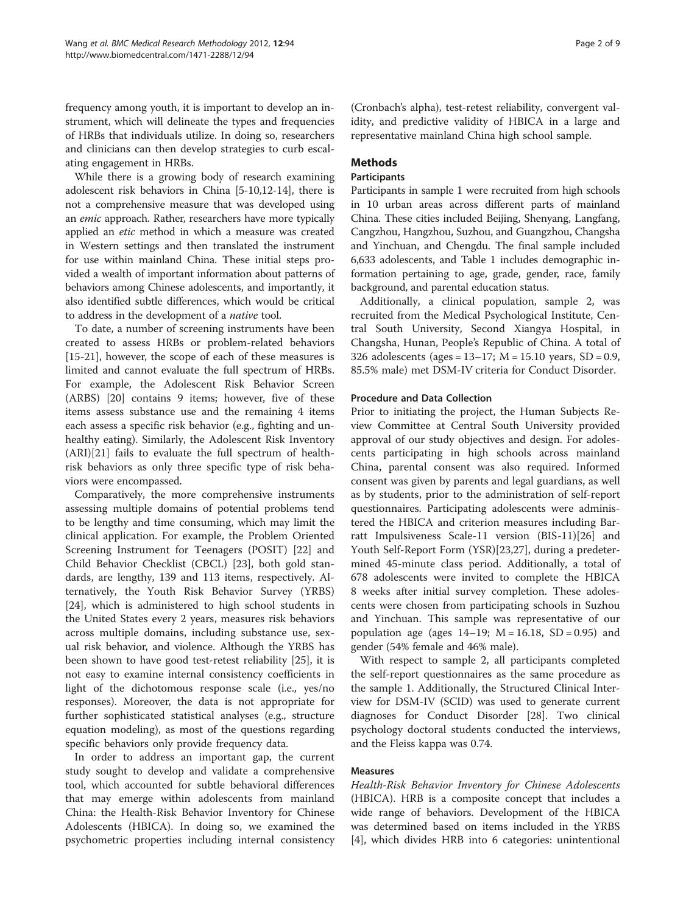frequency among youth, it is important to develop an instrument, which will delineate the types and frequencies of HRBs that individuals utilize. In doing so, researchers and clinicians can then develop strategies to curb escalating engagement in HRBs.

While there is a growing body of research examining adolescent risk behaviors in China [5-10,12-14], there is not a comprehensive measure that was developed using an *emic* approach. Rather, researchers have more typically applied an *etic* method in which a measure was created in Western settings and then translated the instrument for use within mainland China. These initial steps provided a wealth of important information about patterns of behaviors among Chinese adolescents, and importantly, it also identified subtle differences, which would be critical to address in the development of a *native* tool.

To date, a number of screening instruments have been created to assess HRBs or problem-related behaviors [15-21], however, the scope of each of these measures is limited and cannot evaluate the full spectrum of HRBs. For example, the Adolescent Risk Behavior Screen (ARBS) [20] contains 9 items; however, five of these items assess substance use and the remaining 4 items each assess a specific risk behavior (e.g., fighting and unhealthy eating). Similarly, the Adolescent Risk Inventory (ARI)[21] fails to evaluate the full spectrum of health-risk behaviors as only three specific type of risk behaviors were encompassed.

Comparatively, the more comprehensive instruments assessing multiple domains of potential problems tend to be lengthy and time consuming, which may limit the clinical application. For example, the Problem Oriented Screening Instrument for Teenagers (POSIT) [22] and Child Behavior Checklist (CBCL) [23], both gold standards, are lengthy, 139 and 113 items, respectively. Alternatively, the Youth Risk Behavior Survey (YRBS) [24], which is administered to high school students in the United States every 2 years, measures risk behaviors across multiple domains, including substance use, sexual risk behavior, and violence. Although the YRBS has been shown to have good test-retest reliability [25], it is not easy to examine internal consistency coefficients in light of the dichotomous response scale (i.e., yes/no responses). Moreover, the data is not appropriate for further sophisticated statistical analyses (e.g., structure equation modeling), as most of the questions regarding specific behaviors only provide frequency data.

In order to address an important gap, the current study sought to develop and validate a comprehensive tool, which accounted for subtle behavioral differences that may emerge within adolescents from mainland China: the Health-Risk Behavior Inventory for Chinese Adolescents (HBICA). In doing so, we examined the psychometric properties including internal consistency (Cronbach's alpha), test-retest reliability, convergent validity, and predictive validity of HBICA in a large and representative mainland China high school sample.

## Methods

### Participants

Participants in sample 1 were recruited from high schools in 10 urban areas across different parts of mainland China. These cities included Beijing, Shenyang, Langfang, Cangzhou, Hangzhou, Suzhou, and Guangzhou, Changsha and Yinchuan, and Chengdu. The final sample included 6,633 adolescents, and Table 1 includes demographic information pertaining to age, grade, gender, race, family background, and parental education status.

Additionally, a clinical population, sample 2, was recruited from the Medical Psychological Institute, Central South University, Second Xiangya Hospital, in Changsha, Hunan, People's Republic of China. A total of 326 adolescents (ages = 13–17; M = 15.10 years, SD = 0.9, 85.5% male) met DSM-IV criteria for Conduct Disorder.

### Procedure and Data Collection

Prior to initiating the project, the Human Subjects Review Committee at Central South University provided approval of our study objectives and design. For adolescents participating in high schools across mainland China, parental consent was also required. Informed consent was given by parents and legal guardians, as well as by students, prior to the administration of self-report questionnaires. Participating adolescents were administered the HBICA and criterion measures including Barratt Impulsiveness Scale-11 version (BIS-11)[26] and Youth Self-Report Form (YSR)[23,27], during a predetermined 45-minute class period. Additionally, a total of 678 adolescents were invited to complete the HBICA 8 weeks after initial survey completion. These adolescents were chosen from participating schools in Suzhou and Yinchuan. This sample was representative of our population age (ages 14–19; M = 16.18, SD = 0.95) and gender (54% female and 46% male).

With respect to sample 2, all participants completed the self-report questionnaires as the same procedure as the sample 1. Additionally, the Structured Clinical Interview for DSM-IV (SCID) was used to generate current diagnoses for Conduct Disorder [28]. Two clinical psychology doctoral students conducted the interviews, and the Fleiss kappa was 0.74.

### Measures

*Health-Risk Behavior Inventory for Chinese Adolescents* (HBICA). HRB is a composite concept that includes a wide range of behaviors. Development of the HBICA was determined based on items included in the YRBS [4], which divides HRB into 6 categories: unintentional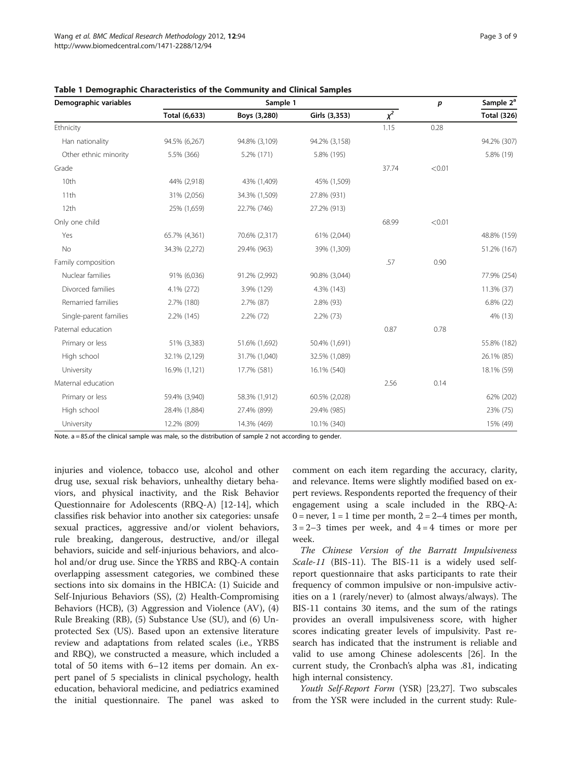**Table 1 Demographic Characteristics of the Community and Clinical Samples**

| Demographic variables | Sample 1 | | | | *p* | Sample 2[a] |
|---|---|---|---|---|---|---|
| | Total (6,633) | Boys (3,280) | Girls (3,353) | $\chi^2$ | | Total (326) |
| Ethnicity | | | | 1.15 | 0.28 | |
| Han nationality | 94.5% (6,267) | 94.8% (3,109) | 94.2% (3,158) | | | 94.2% (307) |
| Other ethnic minority | 5.5% (366) | 5.2% (171) | 5.8% (195) | | | 5.8% (19) |
| Grade | | | | 37.74 | <0.01 | |
| 10th | 44% (2,918) | 43% (1,409) | 45% (1,509) | | | |
| 11th | 31% (2,056) | 34.3% (1,509) | 27.8% (931) | | | |
| 12th | 25% (1,659) | 22.7% (746) | 27.2% (913) | | | |
| Only one child | | | | 68.99 | <0.01 | |
| Yes | 65.7% (4,361) | 70.6% (2,317) | 61% (2,044) | | | 48.8% (159) |
| No | 34.3% (2,272) | 29.4% (963) | 39% (1,309) | | | 51.2% (167) |
| Family composition | | | | .57 | 0.90 | |
| Nuclear families | 91% (6,036) | 91.2% (2,992) | 90.8% (3,044) | | | 77.9% (254) |
| Divorced families | 4.1% (272) | 3.9% (129) | 4.3% (143) | | | 11.3% (37) |
| Remarried families | 2.7% (180) | 2.7% (87) | 2.8% (93) | | | 6.8% (22) |
| Single-parent families | 2.2% (145) | 2.2% (72) | 2.2% (73) | | | 4% (13) |
| Paternal education | | | | 0.87 | 0.78 | |
| Primary or less | 51% (3,383) | 51.6% (1,692) | 50.4% (1,691) | | | 55.8% (182) |
| High school | 32.1% (2,129) | 31.7% (1,040) | 32.5% (1,089) | | | 26.1% (85) |
| University | 16.9% (1,121) | 17.7% (581) | 16.1% (540) | | | 18.1% (59) |
| Maternal education | | | | 2.56 | 0.14 | |
| Primary or less | 59.4% (3,940) | 58.3% (1,912) | 60.5% (2,028) | | | 62% (202) |
| High school | 28.4% (1,884) | 27.4% (899) | 29.4% (985) | | | 23% (75) |
| University | 12.2% (809) | 14.3% (469) | 10.1% (340) | | | 15% (49) |

Note. a = 85.of the clinical sample was male, so the distribution of sample 2 not according to gender.

injuries and violence, tobacco use, alcohol and other drug use, sexual risk behaviors, unhealthy dietary behaviors, and physical inactivity, and the Risk Behavior Questionnaire for Adolescents (RBQ-A) [12-14], which classifies risk behavior into another six categories: unsafe sexual practices, aggressive and/or violent behaviors, rule breaking, dangerous, destructive, and/or illegal behaviors, suicide and self-injurious behaviors, and alcohol and/or drug use. Since the YRBS and RBQ-A contain overlapping assessment categories, we combined these sections into six domains in the HBICA: (1) Suicide and Self-Injurious Behaviors (SS), (2) Health-Compromising Behaviors (HCB), (3) Aggression and Violence (AV), (4) Rule Breaking (RB), (5) Substance Use (SU), and (6) Unprotected Sex (US). Based upon an extensive literature review and adaptations from related scales (i.e., YRBS and RBQ), we constructed a measure, which included a total of 50 items with 6–12 items per domain. An expert panel of 5 specialists in clinical psychology, health education, behavioral medicine, and pediatrics examined the initial questionnaire. The panel was asked to comment on each item regarding the accuracy, clarity, and relevance. Items were slightly modified based on expert reviews. Respondents reported the frequency of their engagement using a scale included in the RBQ-A: 0 = never, 1 = 1 time per month, 2 = 2–4 times per month, 3 = 2–3 times per week, and 4 = 4 times or more per week.

*The Chinese Version of the Barratt Impulsiveness Scale-11* (BIS-11). The BIS-11 is a widely used self-report questionnaire that asks participants to rate their frequency of common impulsive or non-impulsive activities on a 1 (rarely/never) to (almost always/always). The BIS-11 contains 30 items, and the sum of the ratings provides an overall impulsiveness score, with higher scores indicating greater levels of impulsivity. Past research has indicated that the instrument is reliable and valid to use among Chinese adolescents [26]. In the current study, the Cronbach's alpha was .81, indicating high internal consistency.

*Youth Self-Report Form* (YSR) [23,27]. Two subscales from the YSR were included in the current study: Rule-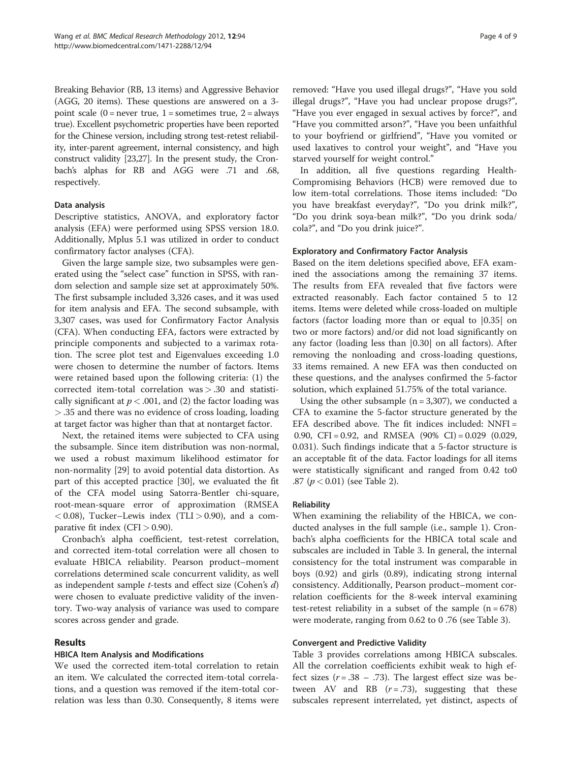Breaking Behavior (RB, 13 items) and Aggressive Behavior (AGG, 20 items). These questions are answered on a 3-point scale (0 = never true, 1 = sometimes true, 2 = always true). Excellent psychometric properties have been reported for the Chinese version, including strong test-retest reliability, inter-parent agreement, internal consistency, and high construct validity [23,27]. In the present study, the Cronbach's alphas for RB and AGG were .71 and .68, respectively.

### Data analysis

Descriptive statistics, ANOVA, and exploratory factor analysis (EFA) were performed using SPSS version 18.0. Additionally, Mplus 5.1 was utilized in order to conduct confirmatory factor analyses (CFA).

Given the large sample size, two subsamples were generated using the "select case" function in SPSS, with random selection and sample size set at approximately 50%. The first subsample included 3,326 cases, and it was used for item analysis and EFA. The second subsample, with 3,307 cases, was used for Confirmatory Factor Analysis (CFA). When conducting EFA, factors were extracted by principle components and subjected to a varimax rotation. The scree plot test and Eigenvalues exceeding 1.0 were chosen to determine the number of factors. Items were retained based upon the following criteria: (1) the corrected item-total correlation was > .30 and statistically significant at $p < .001$, and (2) the factor loading was > .35 and there was no evidence of cross loading, loading at target factor was higher than that at nontarget factor.

Next, the retained items were subjected to CFA using the subsample. Since item distribution was non-normal, we used a robust maximum likelihood estimator for non-normality [29] to avoid potential data distortion. As part of this accepted practice [30], we evaluated the fit of the CFA model using Satorra-Bentler chi-square, root-mean-square error of approximation (RMSEA < 0.08), Tucker–Lewis index (TLI > 0.90), and a comparative fit index (CFI > 0.90).

Cronbach's alpha coefficient, test-retest correlation, and corrected item-total correlation were all chosen to evaluate HBICA reliability. Pearson product–moment correlations determined scale concurrent validity, as well as independent sample *t*-tests and effect size (Cohen's *d*) were chosen to evaluate predictive validity of the inventory. Two-way analysis of variance was used to compare scores across gender and grade.

## Results

### HBICA Item Analysis and Modifications

We used the corrected item-total correlation to retain an item. We calculated the corrected item-total correlations, and a question was removed if the item-total correlation was less than 0.30. Consequently, 8 items were removed: "Have you used illegal drugs?", "Have you sold illegal drugs?", "Have you had unclear propose drugs?", "Have you ever engaged in sexual actives by force?", and "Have you committed arson?", "Have you been unfaithful to your boyfriend or girlfriend", "Have you vomited or used laxatives to control your weight", and "Have you starved yourself for weight control."

In addition, all five questions regarding Health-Compromising Behaviors (HCB) were removed due to low item-total correlations. Those items included: "Do you have breakfast everyday?", "Do you drink milk?", "Do you drink soya-bean milk?", "Do you drink soda/cola?", and "Do you drink juice?".

### Exploratory and Confirmatory Factor Analysis

Based on the item deletions specified above, EFA examined the associations among the remaining 37 items. The results from EFA revealed that five factors were extracted reasonably. Each factor contained 5 to 12 items. Items were deleted while cross-loaded on multiple factors (factor loading more than or equal to |0.35| on two or more factors) and/or did not load significantly on any factor (loading less than |0.30| on all factors). After removing the nonloading and cross-loading questions, 33 items remained. A new EFA was then conducted on these questions, and the analyses confirmed the 5-factor solution, which explained 51.75% of the total variance.

Using the other subsample (n = 3,307), we conducted a CFA to examine the 5-factor structure generated by the EFA described above. The fit indices included: NNFI = 0.90, CFI = 0.92, and RMSEA (90% CI) = 0.029 (0.029, 0.031). Such findings indicate that a 5-factor structure is an acceptable fit of the data. Factor loadings for all items were statistically significant and ranged from 0.42 to0 .87 ($p < 0.01$) (see Table 2).

### Reliability

When examining the reliability of the HBICA, we conducted analyses in the full sample (i.e., sample 1). Cronbach's alpha coefficients for the HBICA total scale and subscales are included in Table 3. In general, the internal consistency for the total instrument was comparable in boys (0.92) and girls (0.89), indicating strong internal consistency. Additionally, Pearson product–moment correlation coefficients for the 8-week interval examining test-retest reliability in a subset of the sample (n = 678) were moderate, ranging from 0.62 to 0 .76 (see Table 3).

### Convergent and Predictive Validity

Table 3 provides correlations among HBICA subscales. All the correlation coefficients exhibit weak to high effect sizes ($r = .38 – .73$). The largest effect size was between AV and RB ($r = .73$), suggesting that these subscales represent interrelated, yet distinct, aspects of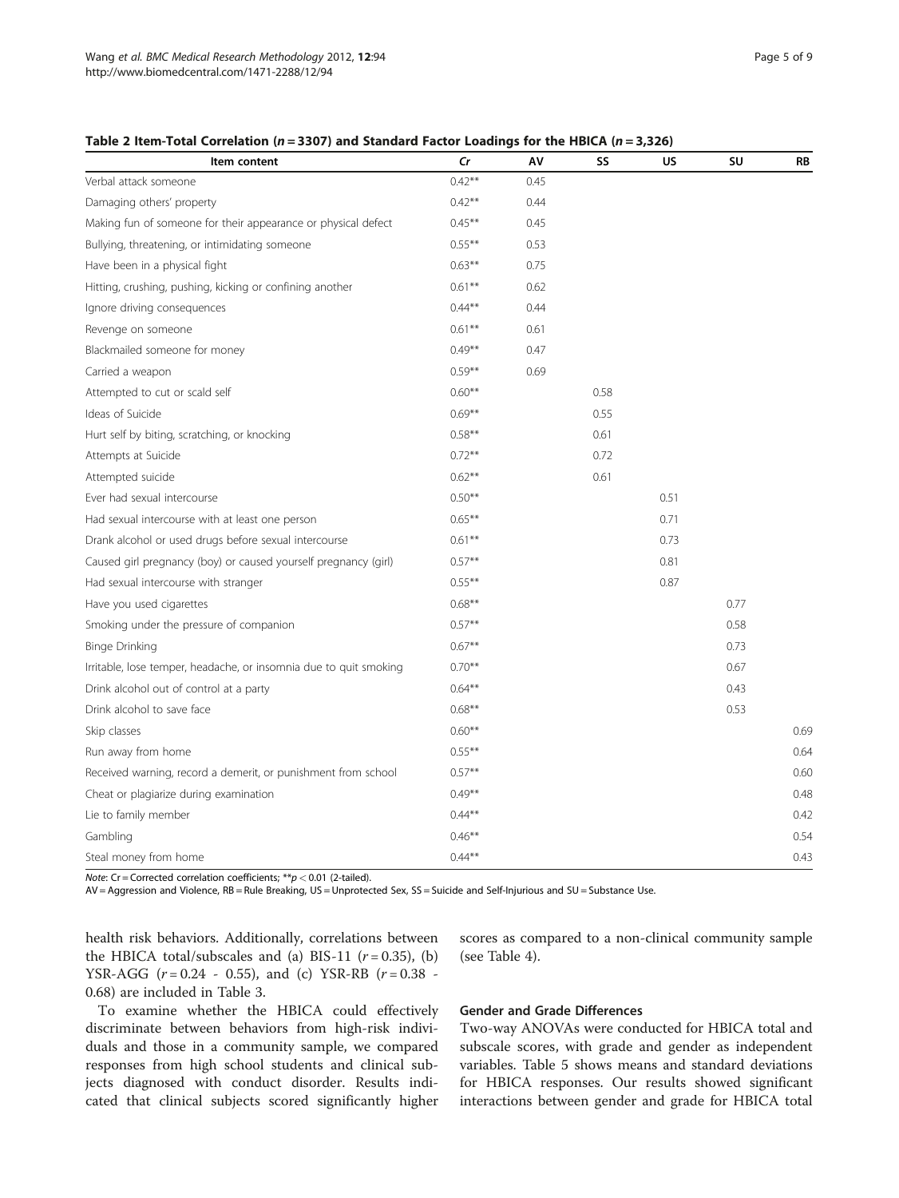**Table 2 Item-Total Correlation ($n = 3307$) and Standard Factor Loadings for the HBICA ($n = 3,326$)**

| Item content | *Cr* | AV | SS | US | SU | RB |
|---|---|---|---|---|---|---|
| Verbal attack someone | 0.42** | 0.45 | | | | |
| Damaging others' property | 0.42** | 0.44 | | | | |
| Making fun of someone for their appearance or physical defect | 0.45** | 0.45 | | | | |
| Bullying, threatening, or intimidating someone | 0.55** | 0.53 | | | | |
| Have been in a physical fight | 0.63** | 0.75 | | | | |
| Hitting, crushing, pushing, kicking or confining another | 0.61** | 0.62 | | | | |
| Ignore driving consequences | 0.44** | 0.44 | | | | |
| Revenge on someone | 0.61** | 0.61 | | | | |
| Blackmailed someone for money | 0.49** | 0.47 | | | | |
| Carried a weapon | 0.59** | 0.69 | | | | |
| Attempted to cut or scald self | 0.60** | | 0.58 | | | |
| Ideas of Suicide | 0.69** | | 0.55 | | | |
| Hurt self by biting, scratching, or knocking | 0.58** | | 0.61 | | | |
| Attempts at Suicide | 0.72** | | 0.72 | | | |
| Attempted suicide | 0.62** | | 0.61 | | | |
| Ever had sexual intercourse | 0.50** | | | 0.51 | | |
| Had sexual intercourse with at least one person | 0.65** | | | 0.71 | | |
| Drank alcohol or used drugs before sexual intercourse | 0.61** | | | 0.73 | | |
| Caused girl pregnancy (boy) or caused yourself pregnancy (girl) | 0.57** | | | 0.81 | | |
| Had sexual intercourse with stranger | 0.55** | | | 0.87 | | |
| Have you used cigarettes | 0.68** | | | | 0.77 | |
| Smoking under the pressure of companion | 0.57** | | | | 0.58 | |
| Binge Drinking | 0.67** | | | | 0.73 | |
| Irritable, lose temper, headache, or insomnia due to quit smoking | 0.70** | | | | 0.67 | |
| Drink alcohol out of control at a party | 0.64** | | | | 0.43 | |
| Drink alcohol to save face | 0.68** | | | | 0.53 | |
| Skip classes | 0.60** | | | | | 0.69 |
| Run away from home | 0.55** | | | | | 0.64 |
| Received warning, record a demerit, or punishment from school | 0.57** | | | | | 0.60 |
| Cheat or plagiarize during examination | 0.49** | | | | | 0.48 |
| Lie to family member | 0.44** | | | | | 0.42 |
| Gambling | 0.46** | | | | | 0.54 |
| Steal money from home | 0.44** | | | | | 0.43 |

*Note*: Cr = Corrected correlation coefficients; **$p < 0.01$ (2-tailed).
AV = Aggression and Violence, RB = Rule Breaking, US = Unprotected Sex, SS = Suicide and Self-Injurious and SU = Substance Use.

health risk behaviors. Additionally, correlations between the HBICA total/subscales and (a) BIS-11 ($r = 0.35$), (b) YSR-AGG ($r = 0.24$ - $0.55$), and (c) YSR-RB ($r = 0.38$ - $0.68$) are included in Table 3.

To examine whether the HBICA could effectively discriminate between behaviors from high-risk individuals and those in a community sample, we compared responses from high school students and clinical subjects diagnosed with conduct disorder. Results indicated that clinical subjects scored significantly higher scores as compared to a non-clinical community sample (see Table 4).

### Gender and Grade Differences

Two-way ANOVAs were conducted for HBICA total and subscale scores, with grade and gender as independent variables. Table 5 shows means and standard deviations for HBICA responses. Our results showed significant interactions between gender and grade for HBICA total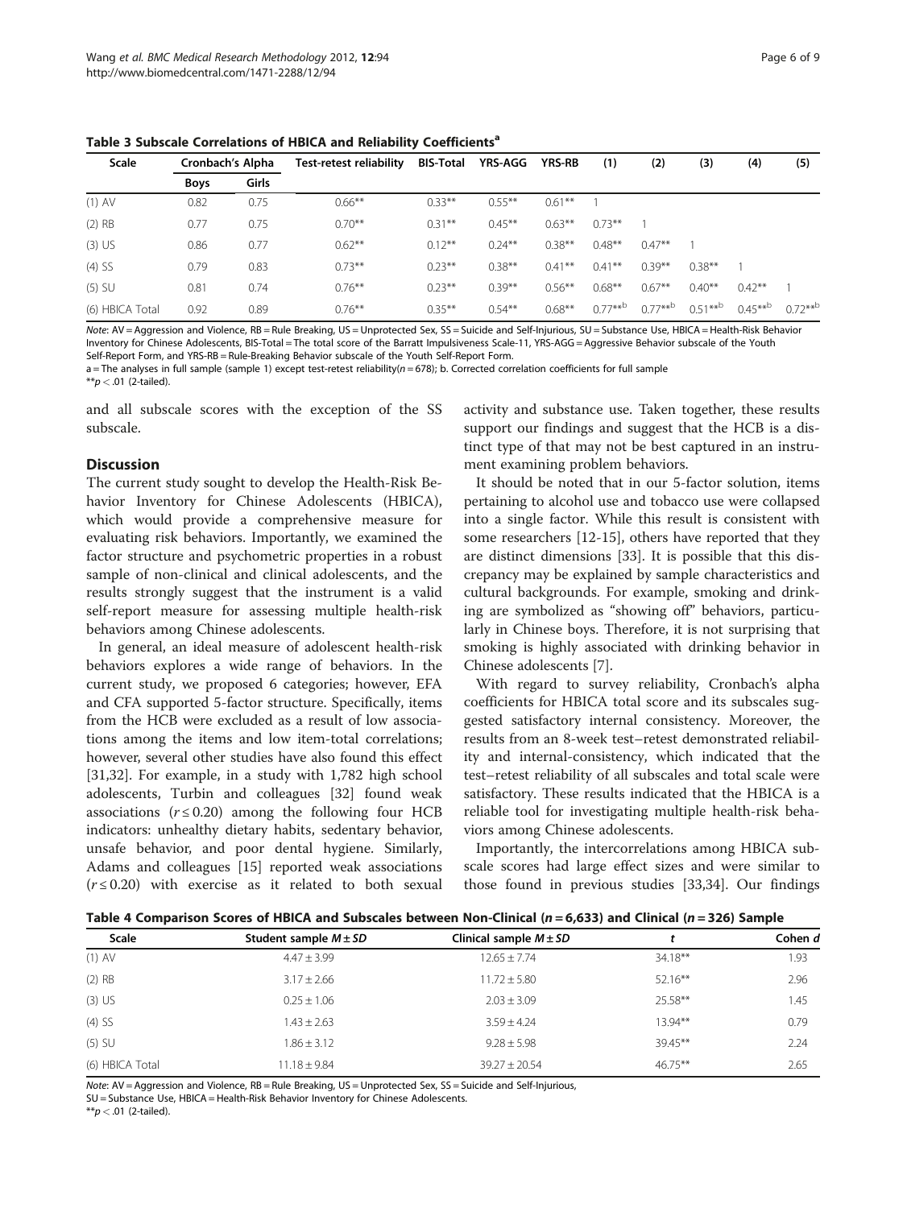**Table 3 Subscale Correlations of HBICA and Reliability Coefficients[a]**

| Scale | Cronbach's Alpha | | Test-retest reliability | BIS-Total | YRS-AGG | YRS-RB | (1) | (2) | (3) | (4) | (5) |
|---|---|---|---|---|---|---|---|---|---|---|---|
| | Boys | Girls | | | | | | | | | |
| (1) AV | 0.82 | 0.75 | 0.66** | 0.33** | 0.55** | 0.61** | 1 | | | | |
| (2) RB | 0.77 | 0.75 | 0.70** | 0.31** | 0.45** | 0.63** | 0.73** | 1 | | | |
| (3) US | 0.86 | 0.77 | 0.62** | 0.12** | 0.24** | 0.38** | 0.48** | 0.47** | 1 | | |
| (4) SS | 0.79 | 0.83 | 0.73** | 0.23** | 0.38** | 0.41** | 0.41** | 0.39** | 0.38** | 1 | |
| (5) SU | 0.81 | 0.74 | 0.76** | 0.23** | 0.39** | 0.56** | 0.68** | 0.67** | 0.40** | 0.42** | 1 |
| (6) HBICA Total | 0.92 | 0.89 | 0.76** | 0.35** | 0.54** | 0.68** | 0.77**[b] | 0.77**[b] | 0.51**[b] | 0.45**[b] | 0.72**[b] |

*Note*: AV = Aggression and Violence, RB = Rule Breaking, US = Unprotected Sex, SS = Suicide and Self-Injurious, SU = Substance Use, HBICA = Health-Risk Behavior Inventory for Chinese Adolescents, BIS-Total = The total score of the Barratt Impulsiveness Scale-11, YRS-AGG = Aggressive Behavior subscale of the Youth Self-Report Form, and YRS-RB = Rule-Breaking Behavior subscale of the Youth Self-Report Form.

a = The analyses in full sample (sample 1) except test-retest reliability($n = 678$); b. Corrected correlation coefficients for full sample

**$p < .01$ (2-tailed).

and all subscale scores with the exception of the SS subscale.

## Discussion

The current study sought to develop the Health-Risk Behavior Inventory for Chinese Adolescents (HBICA), which would provide a comprehensive measure for evaluating risk behaviors. Importantly, we examined the factor structure and psychometric properties in a robust sample of non-clinical and clinical adolescents, and the results strongly suggest that the instrument is a valid self-report measure for assessing multiple health-risk behaviors among Chinese adolescents.

In general, an ideal measure of adolescent health-risk behaviors explores a wide range of behaviors. In the current study, we proposed 6 categories; however, EFA and CFA supported 5-factor structure. Specifically, items from the HCB were excluded as a result of low associations among the items and low item-total correlations; however, several other studies have also found this effect [31,32]. For example, in a study with 1,782 high school adolescents, Turbin and colleagues [32] found weak associations ($r \le 0.20$) among the following four HCB indicators: unhealthy dietary habits, sedentary behavior, unsafe behavior, and poor dental hygiene. Similarly, Adams and colleagues [15] reported weak associations ($r \le 0.20$) with exercise as it related to both sexual activity and substance use. Taken together, these results support our findings and suggest that the HCB is a distinct type of that may not be best captured in an instrument examining problem behaviors.

It should be noted that in our 5-factor solution, items pertaining to alcohol use and tobacco use were collapsed into a single factor. While this result is consistent with some researchers [12-15], others have reported that they are distinct dimensions [33]. It is possible that this discrepancy may be explained by sample characteristics and cultural backgrounds. For example, smoking and drinking are symbolized as "showing off" behaviors, particularly in Chinese boys. Therefore, it is not surprising that smoking is highly associated with drinking behavior in Chinese adolescents [7].

With regard to survey reliability, Cronbach's alpha coefficients for HBICA total score and its subscales suggested satisfactory internal consistency. Moreover, the results from an 8-week test–retest demonstrated reliability and internal-consistency, which indicated that the test–retest reliability of all subscales and total scale were satisfactory. These results indicated that the HBICA is a reliable tool for investigating multiple health-risk behaviors among Chinese adolescents.

Importantly, the intercorrelations among HBICA subscale scores had large effect sizes and were similar to those found in previous studies [33,34]. Our findings

**Table 4 Comparison Scores of HBICA and Subscales between Non-Clinical ($n = 6,633$) and Clinical ($n = 326$) Sample**

| Scale | Student sample $M \pm SD$ | Clinical sample $M \pm SD$ | $t$ | Cohen $d$ |
|---|---|---|---|---|
| (1) AV | 4.47 ± 3.99 | 12.65 ± 7.74 | 34.18** | 1.93 |
| (2) RB | 3.17 ± 2.66 | 11.72 ± 5.80 | 52.16** | 2.96 |
| (3) US | 0.25 ± 1.06 | 2.03 ± 3.09 | 25.58** | 1.45 |
| (4) SS | 1.43 ± 2.63 | 3.59 ± 4.24 | 13.94** | 0.79 |
| (5) SU | 1.86 ± 3.12 | 9.28 ± 5.98 | 39.45** | 2.24 |
| (6) HBICA Total | 11.18 ± 9.84 | 39.27 ± 20.54 | 46.75** | 2.65 |

*Note*: AV = Aggression and Violence, RB = Rule Breaking, US = Unprotected Sex, SS = Suicide and Self-Injurious, SU = Substance Use, HBICA = Health-Risk Behavior Inventory for Chinese Adolescents.

**$p < .01$ (2-tailed).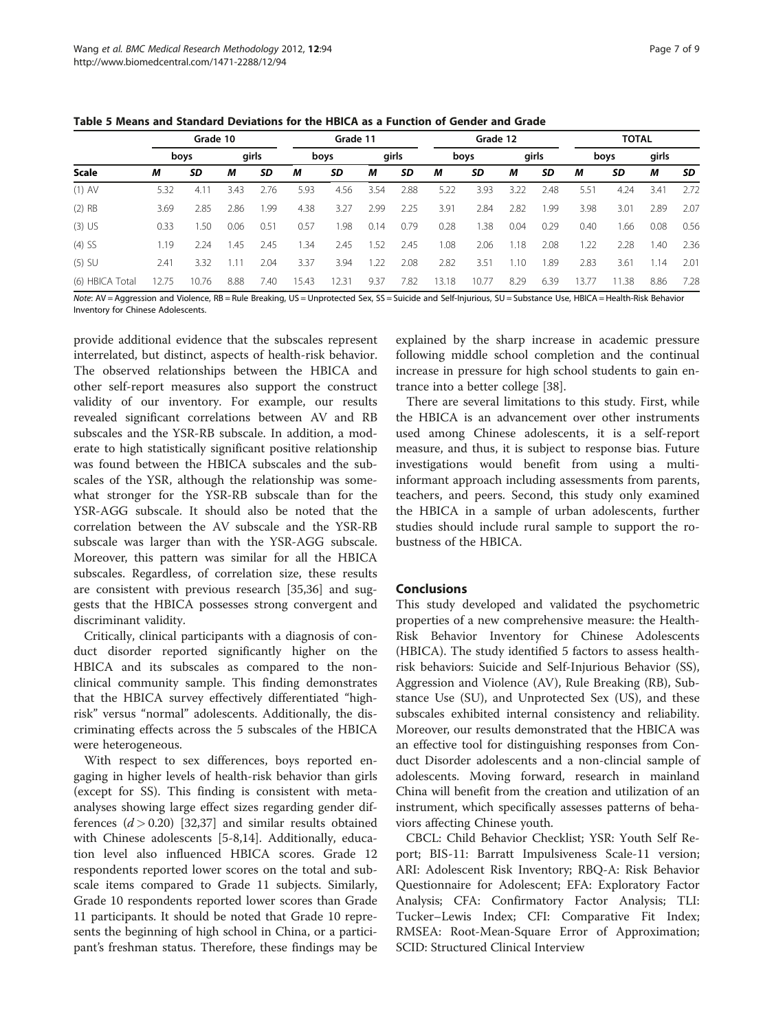**Table 5 Means and Standard Deviations for the HBICA as a Function of Gender and Grade**

| | Grade 10 | | | | Grade 11 | | | | Grade 12 | | | | TOTAL | | | |
|---|---|---|---|---|---|---|---|---|---|---|---|---|---|---|---|---|
| | boys | | girls | | boys | | girls | | boys | | girls | | boys | | girls | |
| **Scale** | ***M*** | ***SD*** | ***M*** | ***SD*** | ***M*** | ***SD*** | ***M*** | ***SD*** | ***M*** | ***SD*** | ***M*** | ***SD*** | ***M*** | ***SD*** | ***M*** | ***SD*** |
| (1) AV | 5.32 | 4.11 | 3.43 | 2.76 | 5.93 | 4.56 | 3.54 | 2.88 | 5.22 | 3.93 | 3.22 | 2.48 | 5.51 | 4.24 | 3.41 | 2.72 |
| (2) RB | 3.69 | 2.85 | 2.86 | 1.99 | 4.38 | 3.27 | 2.99 | 2.25 | 3.91 | 2.84 | 2.82 | 1.99 | 3.98 | 3.01 | 2.89 | 2.07 |
| (3) US | 0.33 | 1.50 | 0.06 | 0.51 | 0.57 | 1.98 | 0.14 | 0.79 | 0.28 | 1.38 | 0.04 | 0.29 | 0.40 | 1.66 | 0.08 | 0.56 |
| (4) SS | 1.19 | 2.24 | 1.45 | 2.45 | 1.34 | 2.45 | 1.52 | 2.45 | 1.08 | 2.06 | 1.18 | 2.08 | 1.22 | 2.28 | 1.40 | 2.36 |
| (5) SU | 2.41 | 3.32 | 1.11 | 2.04 | 3.37 | 3.94 | 1.22 | 2.08 | 2.82 | 3.51 | 1.10 | 1.89 | 2.83 | 3.61 | 1.14 | 2.01 |
| (6) HBICA Total | 12.75 | 10.76 | 8.88 | 7.40 | 15.43 | 12.31 | 9.37 | 7.82 | 13.18 | 10.77 | 8.29 | 6.39 | 13.77 | 11.38 | 8.86 | 7.28 |

*Note*: AV = Aggression and Violence, RB = Rule Breaking, US = Unprotected Sex, SS = Suicide and Self-Injurious, SU = Substance Use, HBICA = Health-Risk Behavior Inventory for Chinese Adolescents.

provide additional evidence that the subscales represent interrelated, but distinct, aspects of health-risk behavior. The observed relationships between the HBICA and other self-report measures also support the construct validity of our inventory. For example, our results revealed significant correlations between AV and RB subscales and the YSR-RB subscale. In addition, a moderate to high statistically significant positive relationship was found between the HBICA subscales and the subscales of the YSR, although the relationship was somewhat stronger for the YSR-RB subscale than for the YSR-AGG subscale. It should also be noted that the correlation between the AV subscale and the YSR-RB subscale was larger than with the YSR-AGG subscale. Moreover, this pattern was similar for all the HBICA subscales. Regardless, of correlation size, these results are consistent with previous research [35,36] and suggests that the HBICA possesses strong convergent and discriminant validity.

Critically, clinical participants with a diagnosis of conduct disorder reported significantly higher on the HBICA and its subscales as compared to the nonclinical community sample. This finding demonstrates that the HBICA survey effectively differentiated "high-risk" versus "normal" adolescents. Additionally, the discriminating effects across the 5 subscales of the HBICA were heterogeneous.

With respect to sex differences, boys reported engaging in higher levels of health-risk behavior than girls (except for SS). This finding is consistent with meta-analyses showing large effect sizes regarding gender differences ($d > 0.20$) [32,37] and similar results obtained with Chinese adolescents [5-8,14]. Additionally, education level also influenced HBICA scores. Grade 12 respondents reported lower scores on the total and subscale items compared to Grade 11 subjects. Similarly, Grade 10 respondents reported lower scores than Grade 11 participants. It should be noted that Grade 10 represents the beginning of high school in China, or a participant's freshman status. Therefore, these findings may be explained by the sharp increase in academic pressure following middle school completion and the continual increase in pressure for high school students to gain entrance into a better college [38].

There are several limitations to this study. First, while the HBICA is an advancement over other instruments used among Chinese adolescents, it is a self-report measure, and thus, it is subject to response bias. Future investigations would benefit from using a multi-informant approach including assessments from parents, teachers, and peers. Second, this study only examined the HBICA in a sample of urban adolescents, further studies should include rural sample to support the robustness of the HBICA.

## Conclusions

This study developed and validated the psychometric properties of a new comprehensive measure: the Health-Risk Behavior Inventory for Chinese Adolescents (HBICA). The study identified 5 factors to assess health-risk behaviors: Suicide and Self-Injurious Behavior (SS), Aggression and Violence (AV), Rule Breaking (RB), Substance Use (SU), and Unprotected Sex (US), and these subscales exhibited internal consistency and reliability. Moreover, our results demonstrated that the HBICA was an effective tool for distinguishing responses from Conduct Disorder adolescents and a non-clincial sample of adolescents. Moving forward, research in mainland China will benefit from the creation and utilization of an instrument, which specifically assesses patterns of behaviors affecting Chinese youth.

CBCL: Child Behavior Checklist; YSR: Youth Self Report; BIS-11: Barratt Impulsiveness Scale-11 version; ARI: Adolescent Risk Inventory; RBQ-A: Risk Behavior Questionnaire for Adolescent; EFA: Exploratory Factor Analysis; CFA: Confirmatory Factor Analysis; TLI: Tucker–Lewis Index; CFI: Comparative Fit Index; RMSEA: Root-Mean-Square Error of Approximation; SCID: Structured Clinical Interview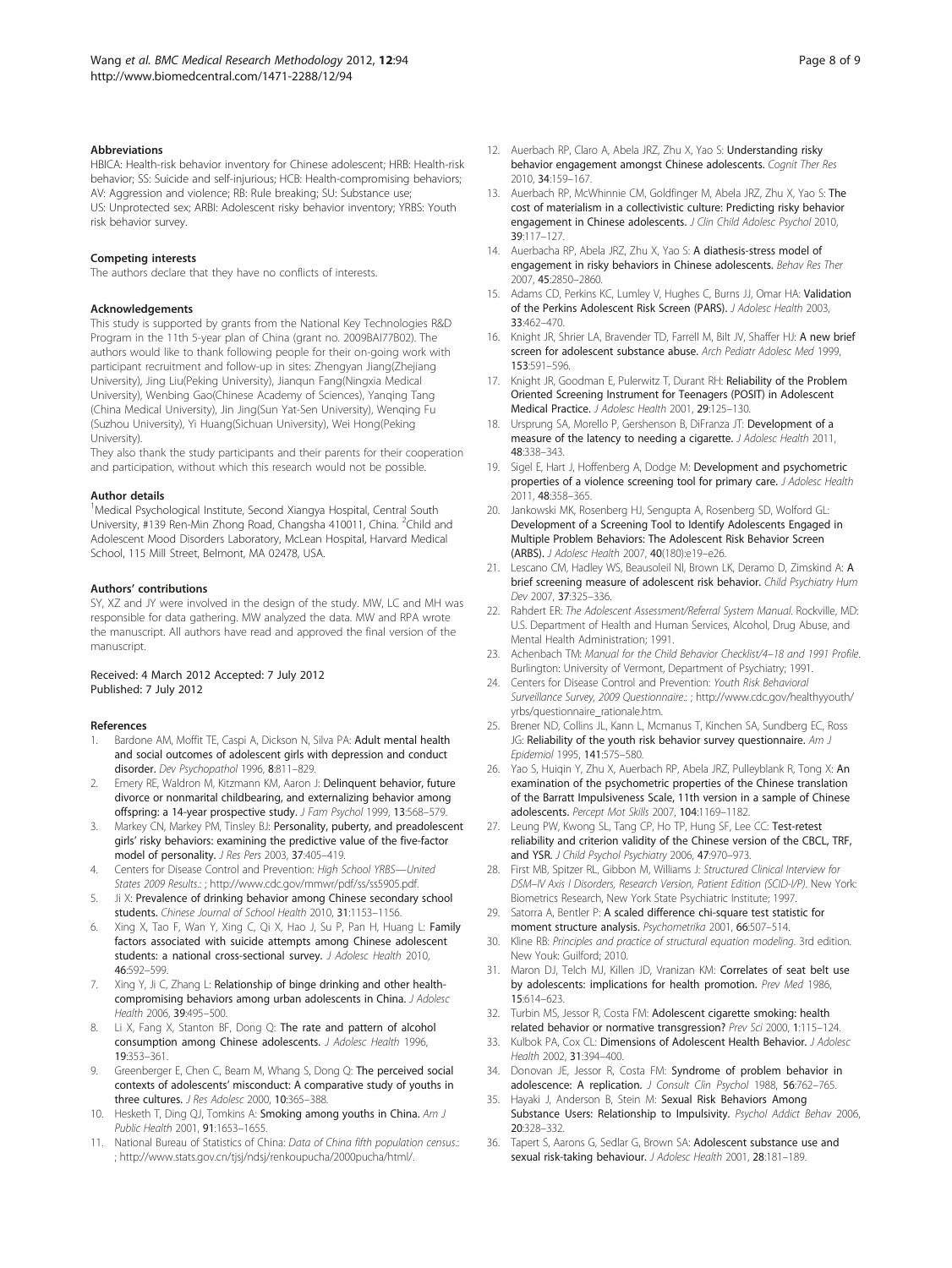### Abbreviations

HBICA: Health-risk behavior inventory for Chinese adolescent; HRB: Health-risk behavior; SS: Suicide and self-injurious; HCB: Health-compromising behaviors; AV: Aggression and violence; RB: Rule breaking; SU: Substance use; US: Unprotected sex; ARBI: Adolescent risky behavior inventory; YRBS: Youth risk behavior survey.

### Competing interests

The authors declare that they have no conflicts of interests.

### Acknowledgements

This study is supported by grants from the National Key Technologies R&D Program in the 11th 5-year plan of China (grant no. 2009BAI77B02). The authors would like to thank following people for their on-going work with participant recruitment and follow-up in sites: Zhengyan Jiang(Zhejiang University), Jing Liu(Peking University), Jianqun Fang(Ningxia Medical University), Wenbing Gao(Chinese Academy of Sciences), Yanqing Tang (China Medical University), Jin Jing(Sun Yat-Sen University), Wenqing Fu (Suzhou University), Yi Huang(Sichuan University), Wei Hong(Peking University).

They also thank the study participants and their parents for their cooperation and participation, without which this research would not be possible.

### Author details

[1]Medical Psychological Institute, Second Xiangya Hospital, Central South University, #139 Ren-Min Zhong Road, Changsha 410011, China. [2]Child and Adolescent Mood Disorders Laboratory, McLean Hospital, Harvard Medical School, 115 Mill Street, Belmont, MA 02478, USA.

### Authors' contributions

SY, XZ and JY were involved in the design of the study. MW, LC and MH was responsible for data gathering. MW analyzed the data. MW and RPA wrote the manuscript. All authors have read and approved the final version of the manuscript.

Received: 4 March 2012 Accepted: 7 July 2012
Published: 7 July 2012

### References

1. Bardone AM, Moffit TE, Caspi A, Dickson N, Silva PA: **Adult mental health and social outcomes of adolescent girls with depression and conduct disorder.** *Dev Psychopathol* 1996, **8**:811–829.
2. Emery RE, Waldron M, Kitzmann KM, Aaron J: **Delinquent behavior, future divorce or nonmarital childbearing, and externalizing behavior among offspring: a 14-year prospective study.** *J Fam Psychol* 1999, **13**:568–579.
3. Markey CN, Markey PM, Tinsley BJ: **Personality, puberty, and preadolescent girls' risky behaviors: examining the predictive value of the five-factor model of personality.** *J Res Pers* 2003, **37**:405–419.
4. Centers for Disease Control and Prevention: *High School YRBS—United States 2009 Results.*: ; http://www.cdc.gov/mmwr/pdf/ss/ss5905.pdf.
5. Ji X: **Prevalence of drinking behavior among Chinese secondary school students.** *Chinese Journal of School Health* 2010, **31**:1153–1156.
6. Xing X, Tao F, Wan Y, Xing C, Qi X, Hao J, Su P, Pan H, Huang L: **Family factors associated with suicide attempts among Chinese adolescent students: a national cross-sectional survey.** *J Adolesc Health* 2010, **46**:592–599.
7. Xing Y, Ji C, Zhang L: **Relationship of binge drinking and other health-compromising behaviors among urban adolescents in China.** *J Adolesc Health* 2006, **39**:495–500.
8. Li X, Fang X, Stanton BF, Dong Q: **The rate and pattern of alcohol consumption among Chinese adolescents.** *J Adolesc Health* 1996, **19**:353–361.
9. Greenberger E, Chen C, Beam M, Whang S, Dong Q: **The perceived social contexts of adolescents' misconduct: A comparative study of youths in three cultures.** *J Res Adolesc* 2000, **10**:365–388.
10. Hesketh T, Ding QJ, Tomkins A: **Smoking among youths in China.** *Am J Public Health* 2001, **91**:1653–1655.
11. National Bureau of Statistics of China: *Data of China fifth population census.*: ; http://www.stats.gov.cn/tjsj/ndsj/renkoupucha/2000pucha/html/.
12. Auerbach RP, Claro A, Abela JRZ, Zhu X, Yao S: **Understanding risky behavior engagement amongst Chinese adolescents.** *Cognit Ther Res* 2010, **34**:159–167.
13. Auerbach RP, McWhinnie CM, Goldfinger M, Abela JRZ, Zhu X, Yao S: **The cost of materialism in a collectivistic culture: Predicting risky behavior engagement in Chinese adolescents.** *J Clin Child Adolesc Psychol* 2010, **39**:117–127.
14. Auerbacha RP, Abela JRZ, Zhu X, Yao S: **A diathesis-stress model of engagement in risky behaviors in Chinese adolescents.** *Behav Res Ther* 2007, **45**:2850–2860.
15. Adams CD, Perkins KC, Lumley V, Hughes C, Burns JJ, Omar HA: **Validation of the Perkins Adolescent Risk Screen (PARS).** *J Adolesc Health* 2003, **33**:462–470.
16. Knight JR, Shrier LA, Bravender TD, Farrell M, Bilt JV, Shaffer HJ: **A new brief screen for adolescent substance abuse.** *Arch Pediatr Adolesc Med* 1999, **153**:591–596.
17. Knight JR, Goodman E, Pulerwitz T, Durant RH: **Reliability of the Problem Oriented Screening Instrument for Teenagers (POSIT) in Adolescent Medical Practice.** *J Adolesc Health* 2001, **29**:125–130.
18. Ursprung SA, Morello P, Gershenson B, DiFranza JT: **Development of a measure of the latency to needing a cigarette.** *J Adolesc Health* 2011, **48**:338–343.
19. Sigel E, Hart J, Hoffenberg A, Dodge M: **Development and psychometric properties of a violence screening tool for primary care.** *J Adolesc Health* 2011, **48**:358–365.
20. Jankowski MK, Rosenberg HJ, Sengupta A, Rosenberg SD, Wolford GL: **Development of a Screening Tool to Identify Adolescents Engaged in Multiple Problem Behaviors: The Adolescent Risk Behavior Screen (ARBS).** *J Adolesc Health* 2007, **40**(180):e19–e26.
21. Lescano CM, Hadley WS, Beausoleil NI, Brown LK, Deramo D, Zimskind A: **A brief screening measure of adolescent risk behavior.** *Child Psychiatry Hum Dev* 2007, **37**:325–336.
22. Rahdert ER: *The Adolescent Assessment/Referral System Manual.* Rockville, MD: U.S. Department of Health and Human Services, Alcohol, Drug Abuse, and Mental Health Administration; 1991.
23. Achenbach TM: *Manual for the Child Behavior Checklist/4–18 and 1991 Profile.* Burlington: University of Vermont, Department of Psychiatry; 1991.
24. Centers for Disease Control and Prevention: *Youth Risk Behavioral Surveillance Survey, 2009 Questionnaire.*: ; http://www.cdc.gov/healthyyouth/yrbs/questionnaire_rationale.htm.
25. Brener ND, Collins JL, Kann L, Mcmanus T, Kinchen SA, Sundberg EC, Ross JG: **Reliability of the youth risk behavior survey questionnaire.** *Am J Epidemiol* 1995, **141**:575–580.
26. Yao S, Huiqin Y, Zhu X, Auerbach RP, Abela JRZ, Pulleyblank R, Tong X: **An examination of the psychometric properties of the Chinese translation of the Barratt Impulsiveness Scale, 11th version in a sample of Chinese adolescents.** *Percept Mot Skills* 2007, **104**:1169–1182.
27. Leung PW, Kwong SL, Tang CP, Ho TP, Hung SF, Lee CC: **Test-retest reliability and criterion validity of the Chinese version of the CBCL, TRF, and YSR.** *J Child Psychol Psychiatry* 2006, **47**:970–973.
28. First MB, Spitzer RL, Gibbon M, Williams J: *Structured Clinical Interview for DSM–IV Axis I Disorders, Research Version, Patient Edition (SCID-I/P).* New York: Biometrics Research, New York State Psychiatric Institute; 1997.
29. Satorra A, Bentler P: **A scaled difference chi-square test statistic for moment structure analysis.** *Psychometrika* 2001, **66**:507–514.
30. Kline RB: *Principles and practice of structural equation modeling.* 3rd edition. New Youk: Guilford; 2010.
31. Maron DJ, Telch MJ, Killen JD, Vranizan KM: **Correlates of seat belt use by adolescents: implications for health promotion.** *Prev Med* 1986, **15**:614–623.
32. Turbin MS, Jessor R, Costa FM: **Adolescent cigarette smoking: health related behavior or normative transgression?** *Prev Sci* 2000, **1**:115–124.
33. Kulbok PA, Cox CL: **Dimensions of Adolescent Health Behavior.** *J Adolesc Health* 2002, **31**:394–400.
34. Donovan JE, Jessor R, Costa FM: **Syndrome of problem behavior in adolescence: A replication.** *J Consult Clin Psychol* 1988, **56**:762–765.
35. Hayaki J, Anderson B, Stein M: **Sexual Risk Behaviors Among Substance Users: Relationship to Impulsivity.** *Psychol Addict Behav* 2006, **20**:328–332.
36. Tapert S, Aarons G, Sedlar G, Brown SA: **Adolescent substance use and sexual risk-taking behaviour.** *J Adolesc Health* 2001, **28**:181–189.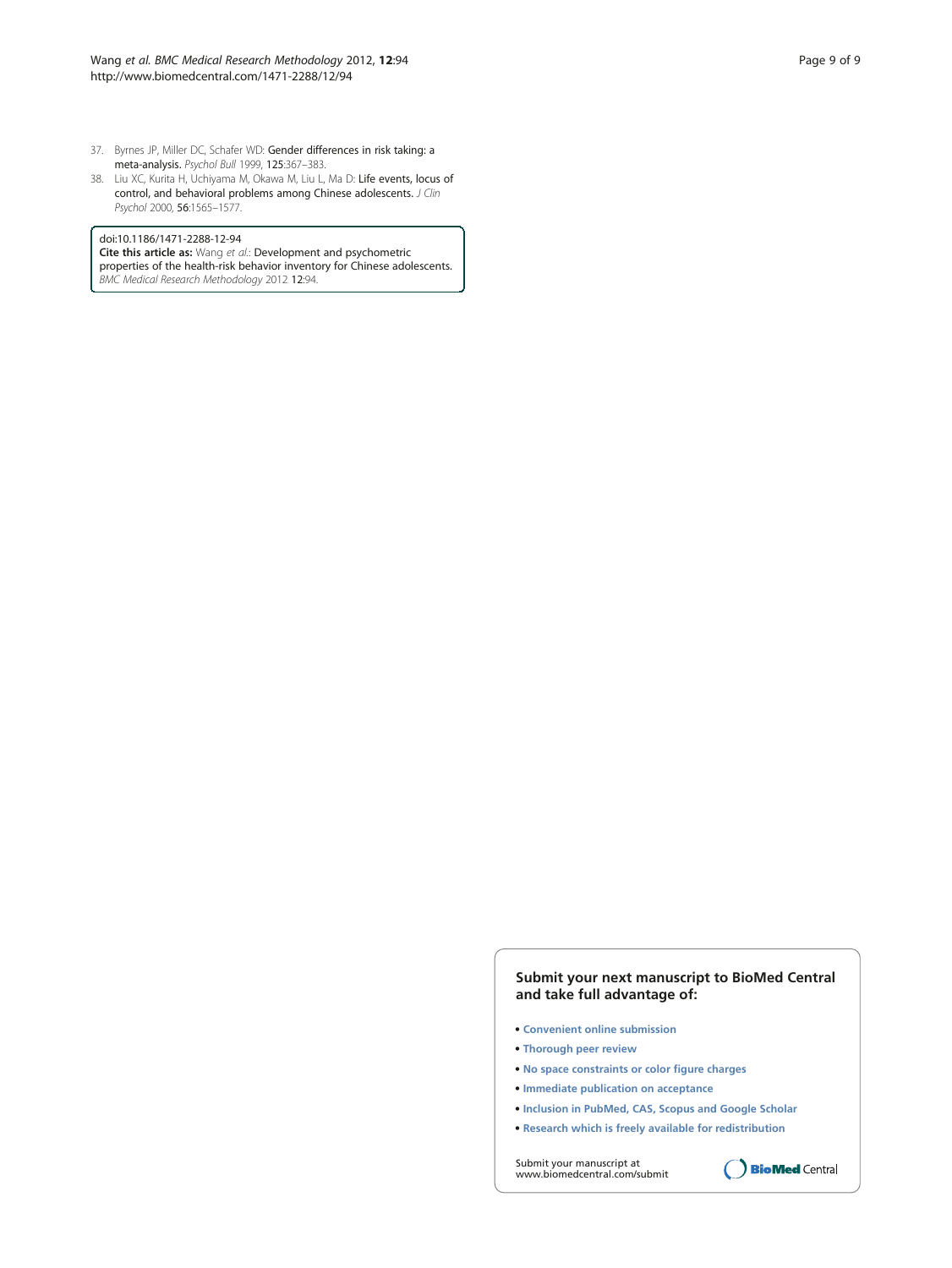37. Byrnes JP, Miller DC, Schafer WD: Gender differences in risk taking: a meta-analysis. *Psychol Bull* 1999, **125**:367–383.
38. Liu XC, Kurita H, Uchiyama M, Okawa M, Liu L, Ma D: Life events, locus of control, and behavioral problems among Chinese adolescents. *J Clin Psychol* 2000, **56**:1565–1577.

doi:10.1186/1471-2288-12-94
**Cite this article as:** Wang *et al.*: Development and psychometric properties of the health-risk behavior inventory for Chinese adolescents. *BMC Medical Research Methodology* 2012 **12**:94.

**Submit your next manuscript to BioMed Central and take full advantage of:**

- **Convenient online submission**
- **Thorough peer review**
- **No space constraints or color figure charges**
- **Immediate publication on acceptance**
- **Inclusion in PubMed, CAS, Scopus and Google Scholar**
- **Research which is freely available for redistribution**

Submit your manuscript at
www.biomedcentral.com/submit

BioMed Central